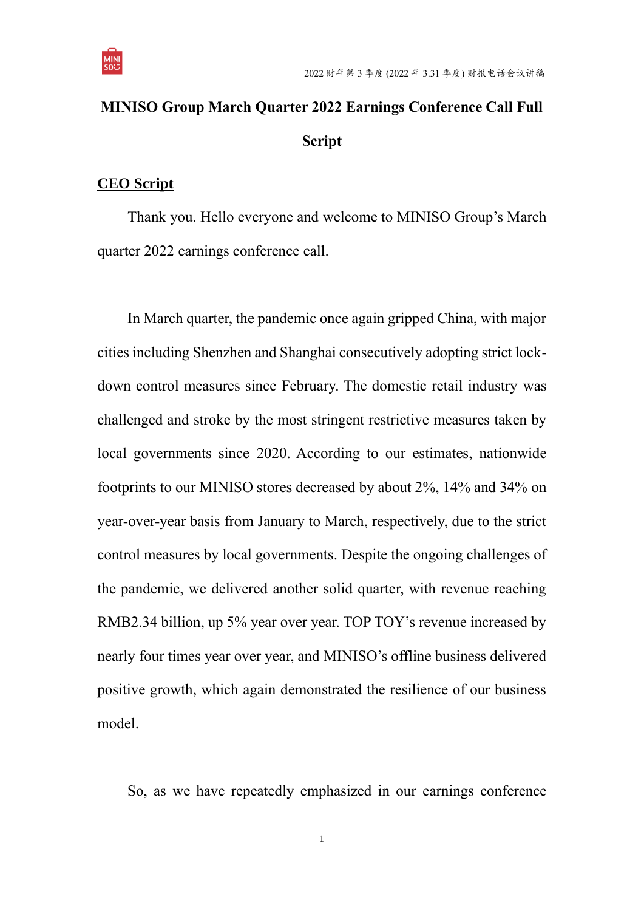# MINISO Group March Quarter 2022 Earnings Conference Call Full Script

## CEO Script

Thank you. Hello everyone and welcome to MINISO Group's March quarter 2022 earnings conference call.

In March quarter, the pandemic once again gripped China, with major cities including Shenzhen and Shanghai consecutively adopting strict lock-down control measures since February. The domestic retail industry was challenged and stroke by the most stringent restrictive measures taken by local governments since 2020. According to our estimates, nationwide footprints to our MINISO stores decreased by about 2%, 14% and 34% on year-over-year basis from January to March, respectively, due to the strict control measures by local governments. Despite the ongoing challenges of the pandemic, we delivered another solid quarter, with revenue reaching RMB2.34 billion, up 5% year over year. TOP TOY's revenue increased by nearly four times year over year, and MINISO's offline business delivered positive growth, which again demonstrated the resilience of our business model.

So, as we have repeatedly emphasized in our earnings conference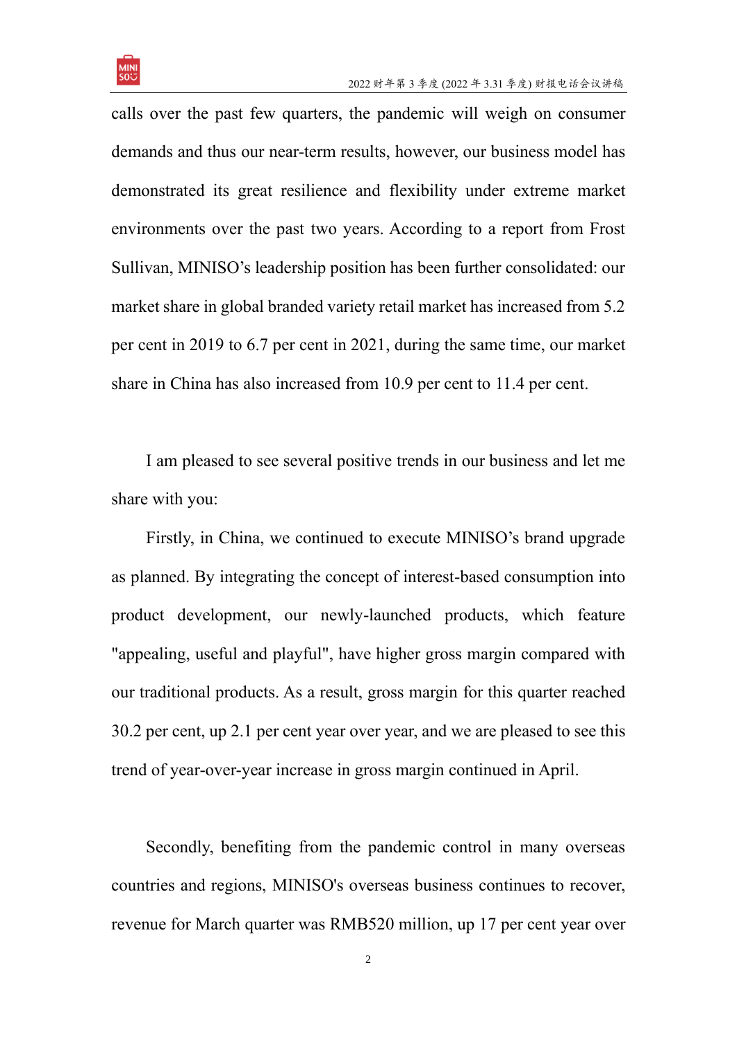calls over the past few quarters, the pandemic will weigh on consumer demands and thus our near-term results, however, our business model has demonstrated its great resilience and flexibility under extreme market environments over the past two years. According to a report from Frost Sullivan, MINISO's leadership position has been further consolidated: our market share in global branded variety retail market has increased from 5.2 per cent in 2019 to 6.7 per cent in 2021, during the same time, our market share in China has also increased from 10.9 per cent to 11.4 per cent.

I am pleased to see several positive trends in our business and let me share with you:

Firstly, in China, we continued to execute MINISO's brand upgrade as planned. By integrating the concept of interest-based consumption into product development, our newly-launched products, which feature "appealing, useful and playful", have higher gross margin compared with our traditional products. As a result, gross margin for this quarter reached 30.2 per cent, up 2.1 per cent year over year, and we are pleased to see this trend of year-over-year increase in gross margin continued in April.

Secondly, benefiting from the pandemic control in many overseas countries and regions, MINISO's overseas business continues to recover, revenue for March quarter was RMB520 million, up 17 per cent year over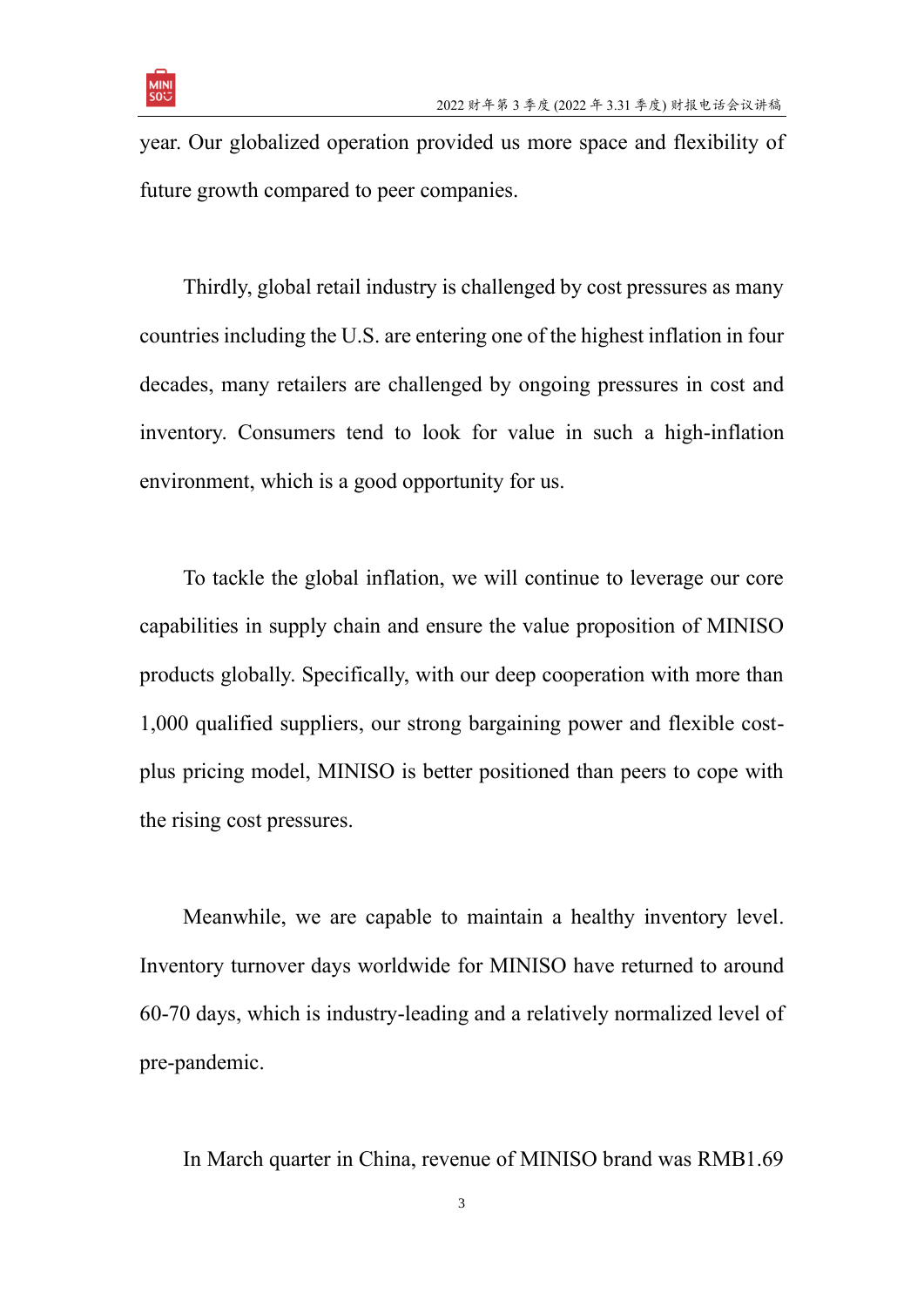year. Our globalized operation provided us more space and flexibility of future growth compared to peer companies.

Thirdly, global retail industry is challenged by cost pressures as many countries including the U.S. are entering one of the highest inflation in four decades, many retailers are challenged by ongoing pressures in cost and inventory. Consumers tend to look for value in such a high-inflation environment, which is a good opportunity for us.

To tackle the global inflation, we will continue to leverage our core capabilities in supply chain and ensure the value proposition of MINISO products globally. Specifically, with our deep cooperation with more than 1,000 qualified suppliers, our strong bargaining power and flexible cost-plus pricing model, MINISO is better positioned than peers to cope with the rising cost pressures.

Meanwhile, we are capable to maintain a healthy inventory level. Inventory turnover days worldwide for MINISO have returned to around 60-70 days, which is industry-leading and a relatively normalized level of pre-pandemic.

In March quarter in China, revenue of MINISO brand was RMB1.69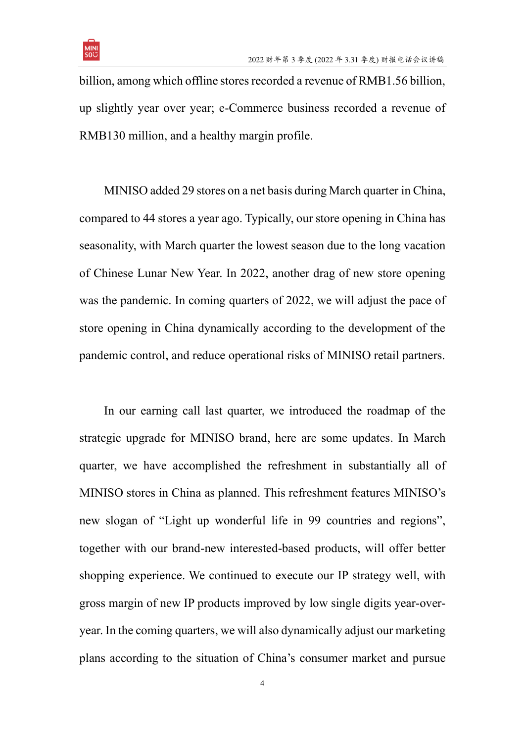billion, among which offline stores recorded a revenue of RMB1.56 billion, up slightly year over year; e-Commerce business recorded a revenue of RMB130 million, and a healthy margin profile.

MINISO added 29 stores on a net basis during March quarter in China, compared to 44 stores a year ago. Typically, our store opening in China has seasonality, with March quarter the lowest season due to the long vacation of Chinese Lunar New Year. In 2022, another drag of new store opening was the pandemic. In coming quarters of 2022, we will adjust the pace of store opening in China dynamically according to the development of the pandemic control, and reduce operational risks of MINISO retail partners.

In our earning call last quarter, we introduced the roadmap of the strategic upgrade for MINISO brand, here are some updates. In March quarter, we have accomplished the refreshment in substantially all of MINISO stores in China as planned. This refreshment features MINISO's new slogan of "Light up wonderful life in 99 countries and regions", together with our brand-new interested-based products, will offer better shopping experience. We continued to execute our IP strategy well, with gross margin of new IP products improved by low single digits year-over-year. In the coming quarters, we will also dynamically adjust our marketing plans according to the situation of China's consumer market and pursue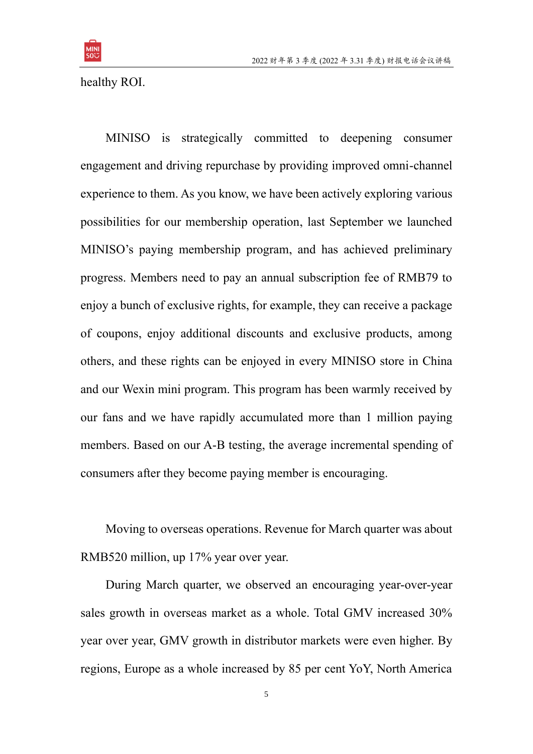healthy ROI.

MINISO is strategically committed to deepening consumer engagement and driving repurchase by providing improved omni-channel experience to them. As you know, we have been actively exploring various possibilities for our membership operation, last September we launched MINISO's paying membership program, and has achieved preliminary progress. Members need to pay an annual subscription fee of RMB79 to enjoy a bunch of exclusive rights, for example, they can receive a package of coupons, enjoy additional discounts and exclusive products, among others, and these rights can be enjoyed in every MINISO store in China and our Wexin mini program. This program has been warmly received by our fans and we have rapidly accumulated more than 1 million paying members. Based on our A-B testing, the average incremental spending of consumers after they become paying member is encouraging.

Moving to overseas operations. Revenue for March quarter was about RMB520 million, up 17% year over year.

During March quarter, we observed an encouraging year-over-year sales growth in overseas market as a whole. Total GMV increased 30% year over year, GMV growth in distributor markets were even higher. By regions, Europe as a whole increased by 85 per cent YoY, North America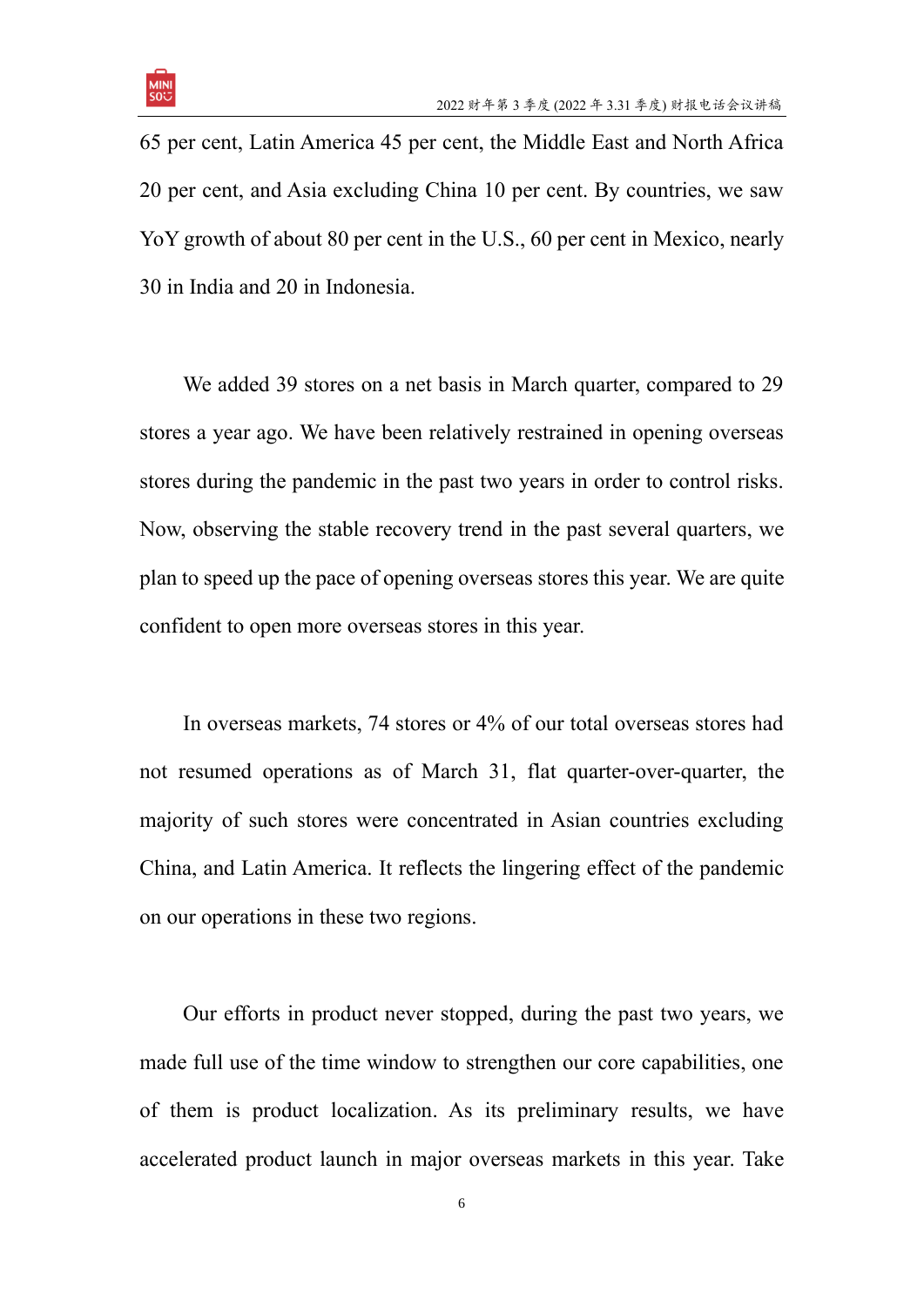65 per cent, Latin America 45 per cent, the Middle East and North Africa 20 per cent, and Asia excluding China 10 per cent. By countries, we saw YoY growth of about 80 per cent in the U.S., 60 per cent in Mexico, nearly 30 in India and 20 in Indonesia.

We added 39 stores on a net basis in March quarter, compared to 29 stores a year ago. We have been relatively restrained in opening overseas stores during the pandemic in the past two years in order to control risks. Now, observing the stable recovery trend in the past several quarters, we plan to speed up the pace of opening overseas stores this year. We are quite confident to open more overseas stores in this year.

In overseas markets, 74 stores or 4% of our total overseas stores had not resumed operations as of March 31, flat quarter-over-quarter, the majority of such stores were concentrated in Asian countries excluding China, and Latin America. It reflects the lingering effect of the pandemic on our operations in these two regions.

Our efforts in product never stopped, during the past two years, we made full use of the time window to strengthen our core capabilities, one of them is product localization. As its preliminary results, we have accelerated product launch in major overseas markets in this year. Take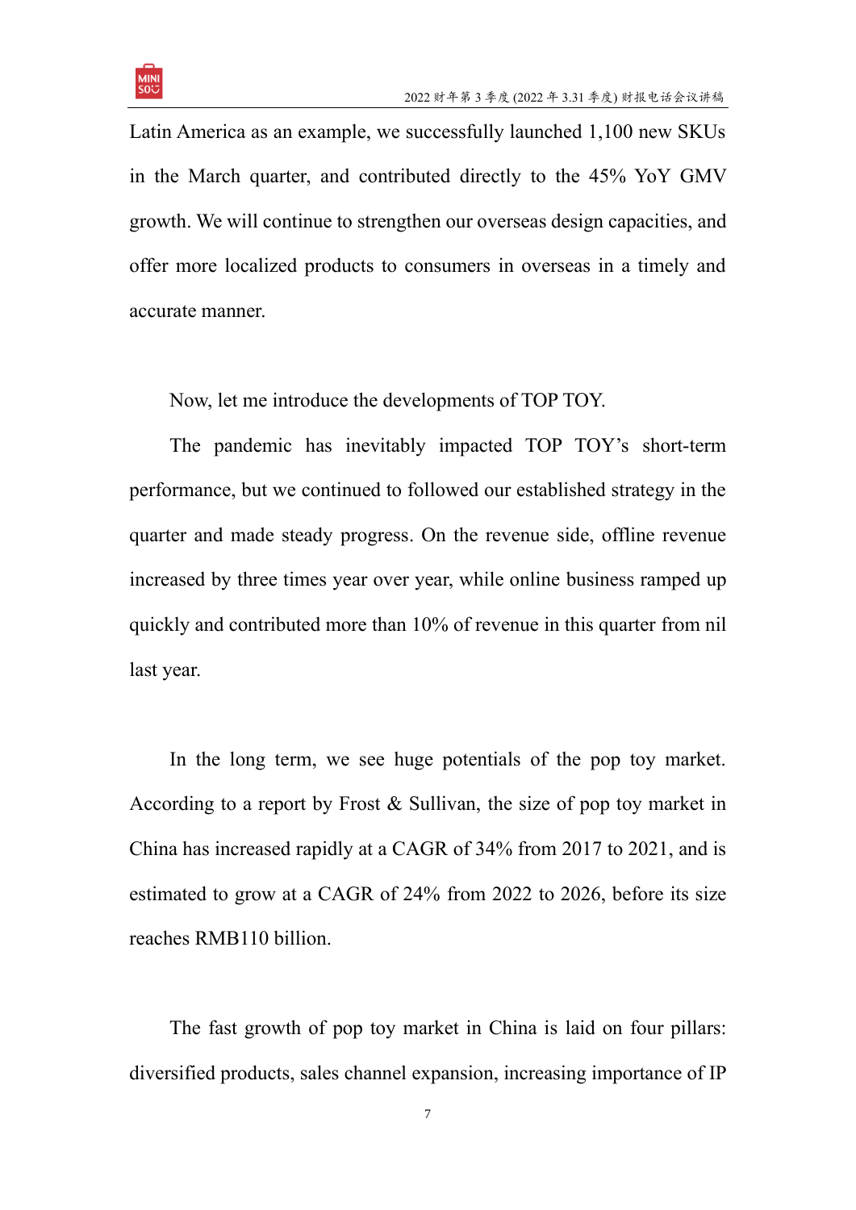Latin America as an example, we successfully launched 1,100 new SKUs in the March quarter, and contributed directly to the 45% YoY GMV growth. We will continue to strengthen our overseas design capacities, and offer more localized products to consumers in overseas in a timely and accurate manner.

Now, let me introduce the developments of TOP TOY.

The pandemic has inevitably impacted TOP TOY's short-term performance, but we continued to followed our established strategy in the quarter and made steady progress. On the revenue side, offline revenue increased by three times year over year, while online business ramped up quickly and contributed more than 10% of revenue in this quarter from nil last year.

In the long term, we see huge potentials of the pop toy market. According to a report by Frost & Sullivan, the size of pop toy market in China has increased rapidly at a CAGR of 34% from 2017 to 2021, and is estimated to grow at a CAGR of 24% from 2022 to 2026, before its size reaches RMB110 billion.

The fast growth of pop toy market in China is laid on four pillars: diversified products, sales channel expansion, increasing importance of IP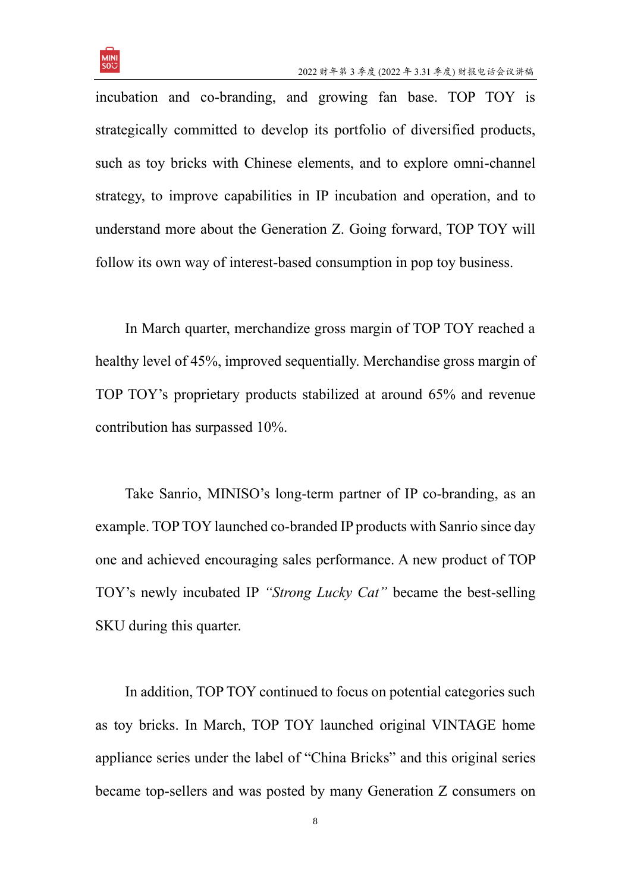incubation and co-branding, and growing fan base. TOP TOY is strategically committed to develop its portfolio of diversified products, such as toy bricks with Chinese elements, and to explore omni-channel strategy, to improve capabilities in IP incubation and operation, and to understand more about the Generation Z. Going forward, TOP TOY will follow its own way of interest-based consumption in pop toy business.

In March quarter, merchandize gross margin of TOP TOY reached a healthy level of 45%, improved sequentially. Merchandise gross margin of TOP TOY's proprietary products stabilized at around 65% and revenue contribution has surpassed 10%.

Take Sanrio, MINISO's long-term partner of IP co-branding, as an example. TOP TOY launched co-branded IP products with Sanrio since day one and achieved encouraging sales performance. A new product of TOP TOY's newly incubated IP *"Strong Lucky Cat"* became the best-selling SKU during this quarter.

In addition, TOP TOY continued to focus on potential categories such as toy bricks. In March, TOP TOY launched original VINTAGE home appliance series under the label of "China Bricks" and this original series became top-sellers and was posted by many Generation Z consumers on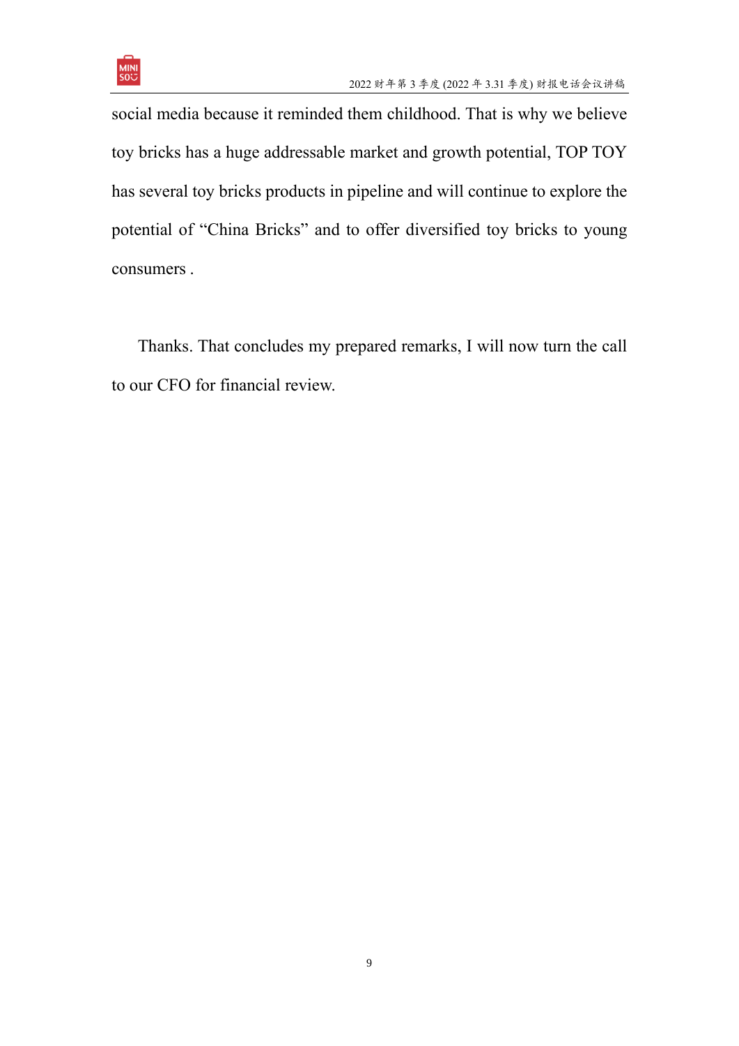social media because it reminded them childhood. That is why we believe toy bricks has a huge addressable market and growth potential, TOP TOY has several toy bricks products in pipeline and will continue to explore the potential of “China Bricks” and to offer diversified toy bricks to young consumers .

Thanks. That concludes my prepared remarks, I will now turn the call to our CFO for financial review.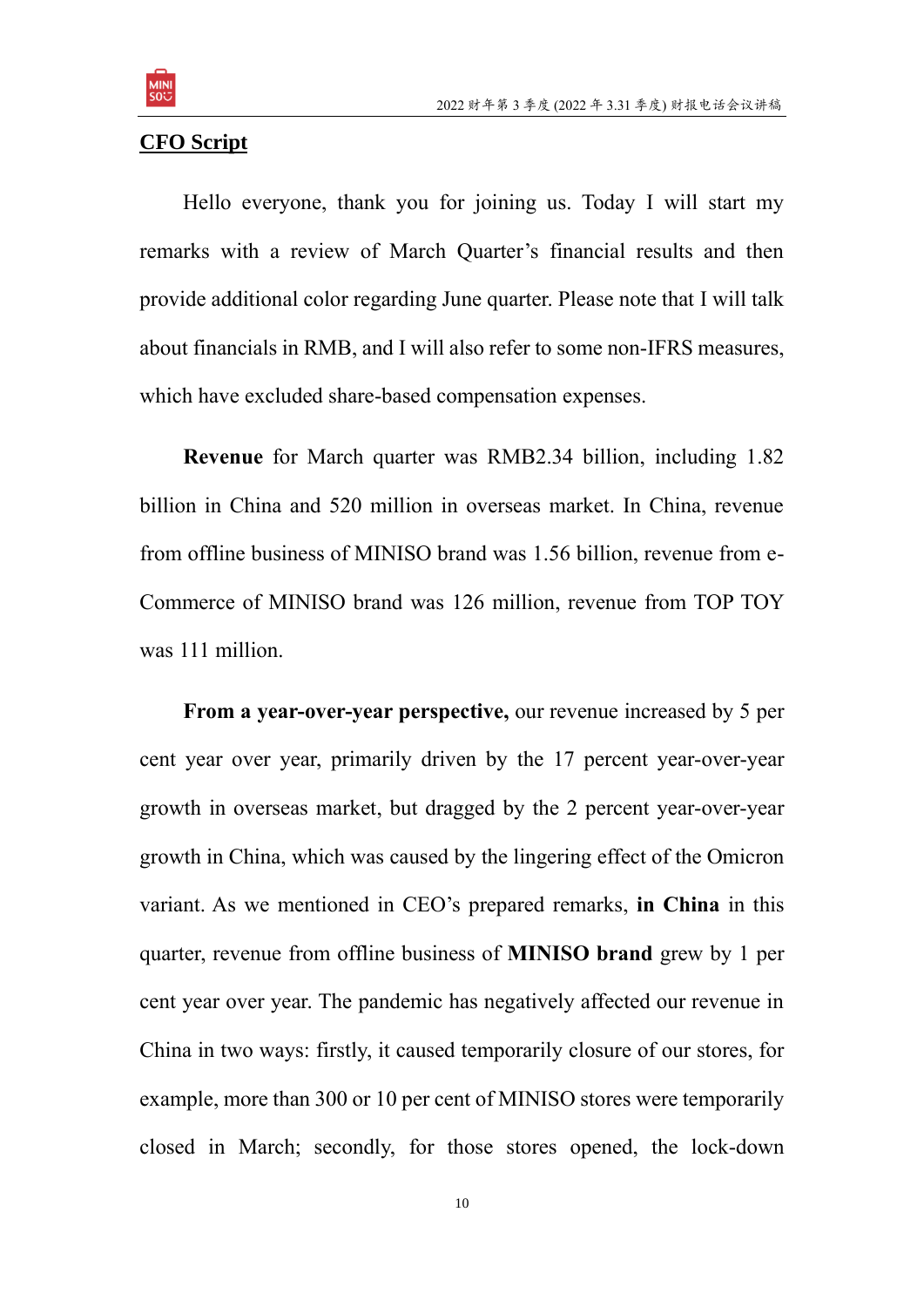**CFO Script**

Hello everyone, thank you for joining us. Today I will start my remarks with a review of March Quarter's financial results and then provide additional color regarding June quarter. Please note that I will talk about financials in RMB, and I will also refer to some non-IFRS measures, which have excluded share-based compensation expenses.

**Revenue** for March quarter was RMB2.34 billion, including 1.82 billion in China and 520 million in overseas market. In China, revenue from offline business of MINISO brand was 1.56 billion, revenue from e-Commerce of MINISO brand was 126 million, revenue from TOP TOY was 111 million.

**From a year-over-year perspective,** our revenue increased by 5 per cent year over year, primarily driven by the 17 percent year-over-year growth in overseas market, but dragged by the 2 percent year-over-year growth in China, which was caused by the lingering effect of the Omicron variant. As we mentioned in CEO's prepared remarks, **in China** in this quarter, revenue from offline business of **MINISO brand** grew by 1 per cent year over year. The pandemic has negatively affected our revenue in China in two ways: firstly, it caused temporarily closure of our stores, for example, more than 300 or 10 per cent of MINISO stores were temporarily closed in March; secondly, for those stores opened, the lock-down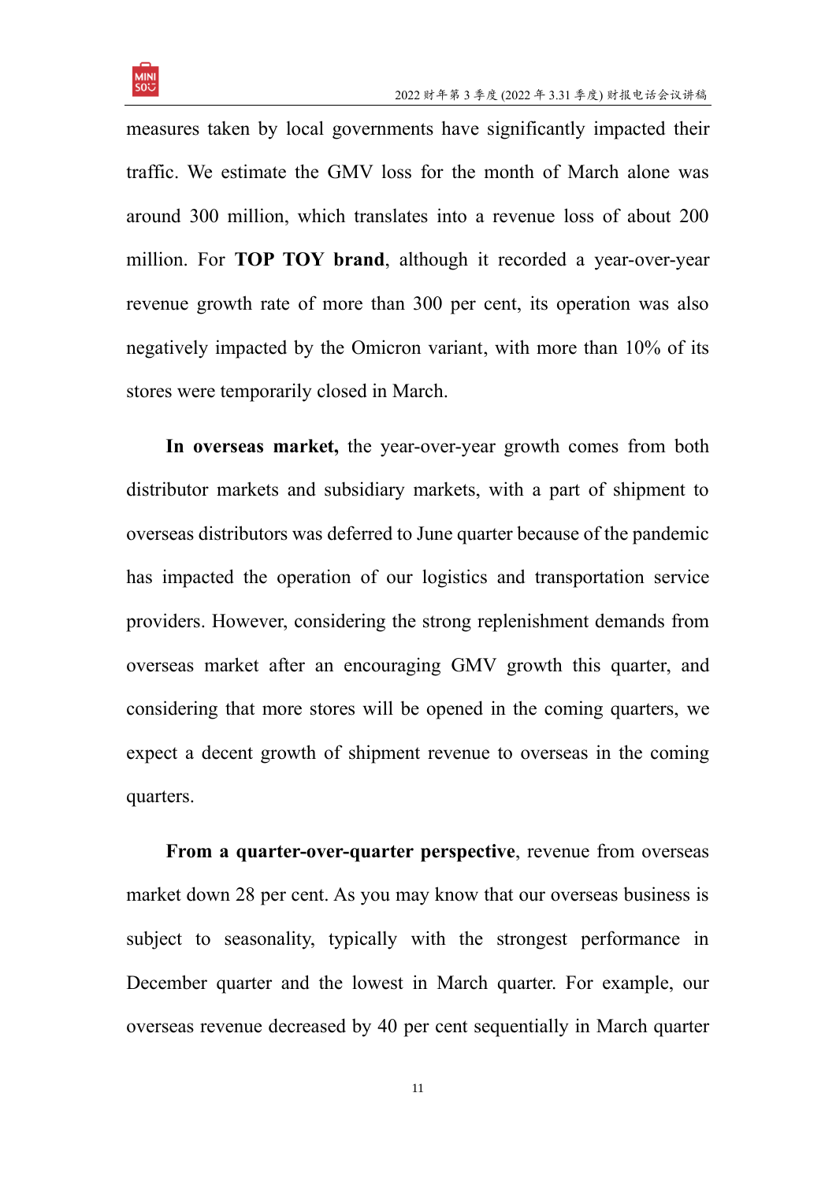measures taken by local governments have significantly impacted their traffic. We estimate the GMV loss for the month of March alone was around 300 million, which translates into a revenue loss of about 200 million. For **TOP TOY brand**, although it recorded a year-over-year revenue growth rate of more than 300 per cent, its operation was also negatively impacted by the Omicron variant, with more than 10% of its stores were temporarily closed in March.

**In overseas market,** the year-over-year growth comes from both distributor markets and subsidiary markets, with a part of shipment to overseas distributors was deferred to June quarter because of the pandemic has impacted the operation of our logistics and transportation service providers. However, considering the strong replenishment demands from overseas market after an encouraging GMV growth this quarter, and considering that more stores will be opened in the coming quarters, we expect a decent growth of shipment revenue to overseas in the coming quarters.

**From a quarter-over-quarter perspective**, revenue from overseas market down 28 per cent. As you may know that our overseas business is subject to seasonality, typically with the strongest performance in December quarter and the lowest in March quarter. For example, our overseas revenue decreased by 40 per cent sequentially in March quarter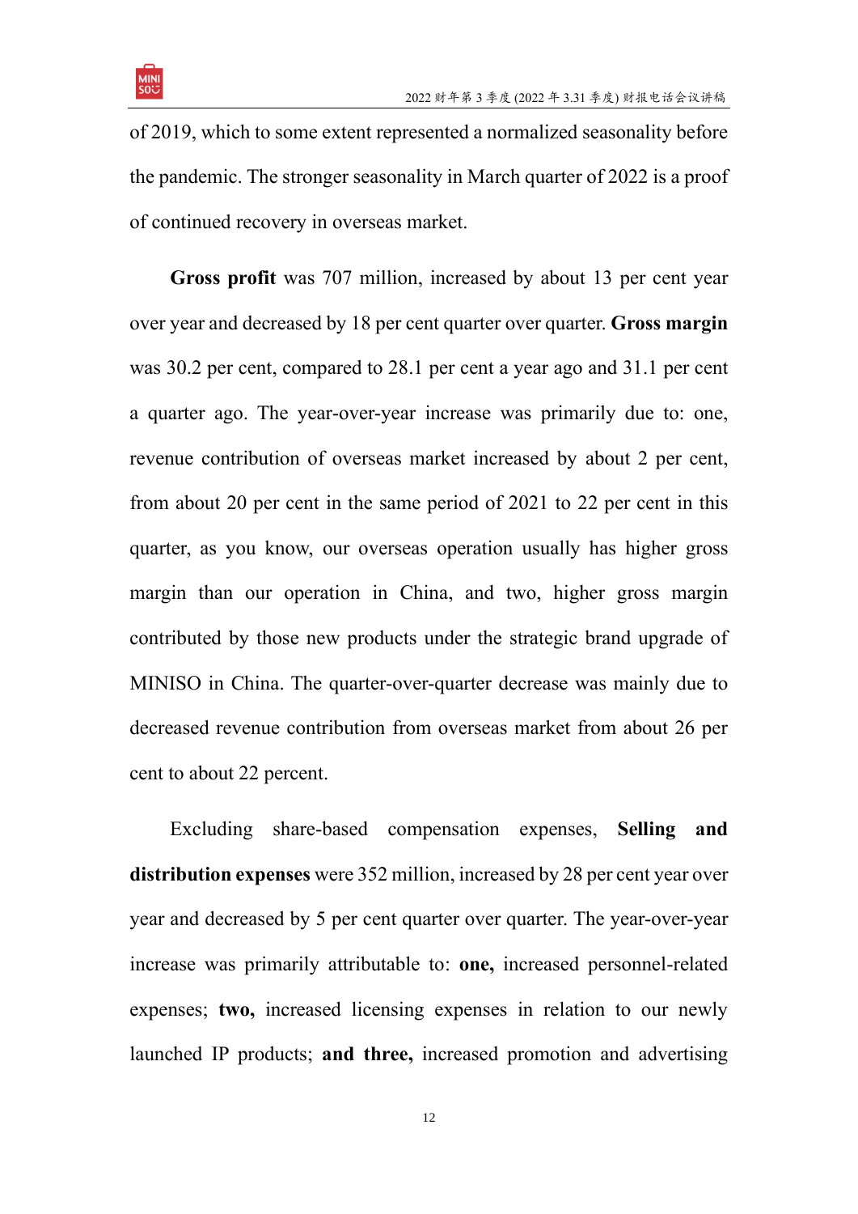of 2019, which to some extent represented a normalized seasonality before the pandemic. The stronger seasonality in March quarter of 2022 is a proof of continued recovery in overseas market.

**Gross profit** was 707 million, increased by about 13 per cent year over year and decreased by 18 per cent quarter over quarter. **Gross margin** was 30.2 per cent, compared to 28.1 per cent a year ago and 31.1 per cent a quarter ago. The year-over-year increase was primarily due to: one, revenue contribution of overseas market increased by about 2 per cent, from about 20 per cent in the same period of 2021 to 22 per cent in this quarter, as you know, our overseas operation usually has higher gross margin than our operation in China, and two, higher gross margin contributed by those new products under the strategic brand upgrade of MINISO in China. The quarter-over-quarter decrease was mainly due to decreased revenue contribution from overseas market from about 26 per cent to about 22 percent.

Excluding share-based compensation expenses, **Selling and distribution expenses** were 352 million, increased by 28 per cent year over year and decreased by 5 per cent quarter over quarter. The year-over-year increase was primarily attributable to: **one,** increased personnel-related expenses; **two,** increased licensing expenses in relation to our newly launched IP products; **and three,** increased promotion and advertising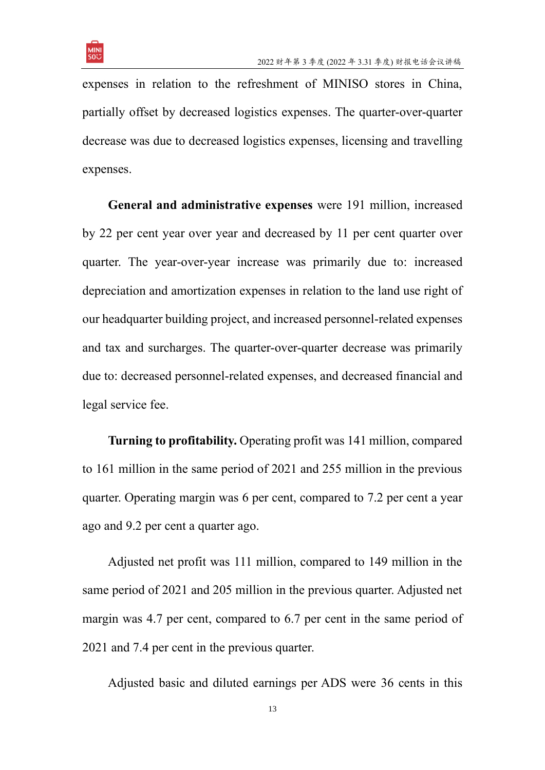expenses in relation to the refreshment of MINISO stores in China, partially offset by decreased logistics expenses. The quarter-over-quarter decrease was due to decreased logistics expenses, licensing and travelling expenses.

**General and administrative expenses** were 191 million, increased by 22 per cent year over year and decreased by 11 per cent quarter over quarter. The year-over-year increase was primarily due to: increased depreciation and amortization expenses in relation to the land use right of our headquarter building project, and increased personnel-related expenses and tax and surcharges. The quarter-over-quarter decrease was primarily due to: decreased personnel-related expenses, and decreased financial and legal service fee.

**Turning to profitability.** Operating profit was 141 million, compared to 161 million in the same period of 2021 and 255 million in the previous quarter. Operating margin was 6 per cent, compared to 7.2 per cent a year ago and 9.2 per cent a quarter ago.

Adjusted net profit was 111 million, compared to 149 million in the same period of 2021 and 205 million in the previous quarter. Adjusted net margin was 4.7 per cent, compared to 6.7 per cent in the same period of 2021 and 7.4 per cent in the previous quarter.

Adjusted basic and diluted earnings per ADS were 36 cents in this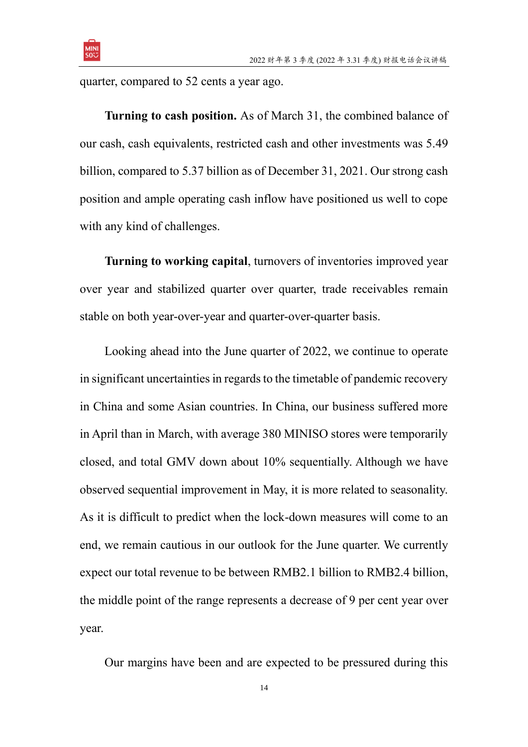quarter, compared to 52 cents a year ago.

**Turning to cash position.** As of March 31, the combined balance of our cash, cash equivalents, restricted cash and other investments was 5.49 billion, compared to 5.37 billion as of December 31, 2021. Our strong cash position and ample operating cash inflow have positioned us well to cope with any kind of challenges.

**Turning to working capital**, turnovers of inventories improved year over year and stabilized quarter over quarter, trade receivables remain stable on both year-over-year and quarter-over-quarter basis.

Looking ahead into the June quarter of 2022, we continue to operate in significant uncertainties in regards to the timetable of pandemic recovery in China and some Asian countries. In China, our business suffered more in April than in March, with average 380 MINISO stores were temporarily closed, and total GMV down about 10% sequentially. Although we have observed sequential improvement in May, it is more related to seasonality. As it is difficult to predict when the lock-down measures will come to an end, we remain cautious in our outlook for the June quarter. We currently expect our total revenue to be between RMB2.1 billion to RMB2.4 billion, the middle point of the range represents a decrease of 9 per cent year over year.

Our margins have been and are expected to be pressured during this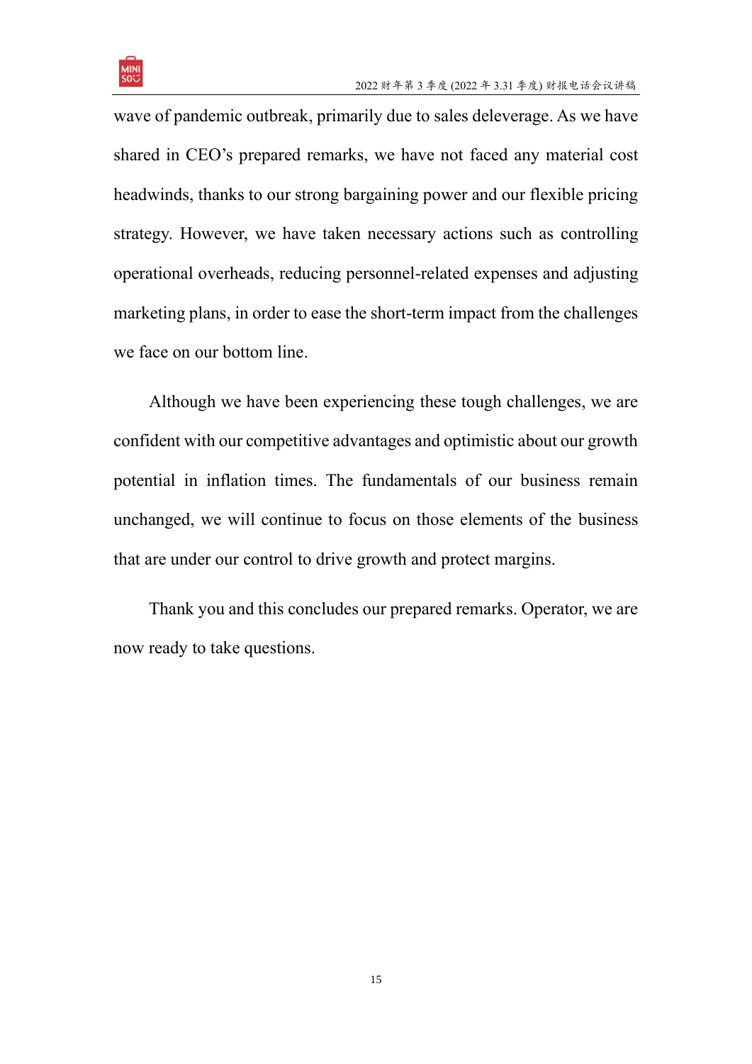wave of pandemic outbreak, primarily due to sales deleverage. As we have shared in CEO's prepared remarks, we have not faced any material cost headwinds, thanks to our strong bargaining power and our flexible pricing strategy. However, we have taken necessary actions such as controlling operational overheads, reducing personnel-related expenses and adjusting marketing plans, in order to ease the short-term impact from the challenges we face on our bottom line.

Although we have been experiencing these tough challenges, we are confident with our competitive advantages and optimistic about our growth potential in inflation times. The fundamentals of our business remain unchanged, we will continue to focus on those elements of the business that are under our control to drive growth and protect margins.

Thank you and this concludes our prepared remarks. Operator, we are now ready to take questions.